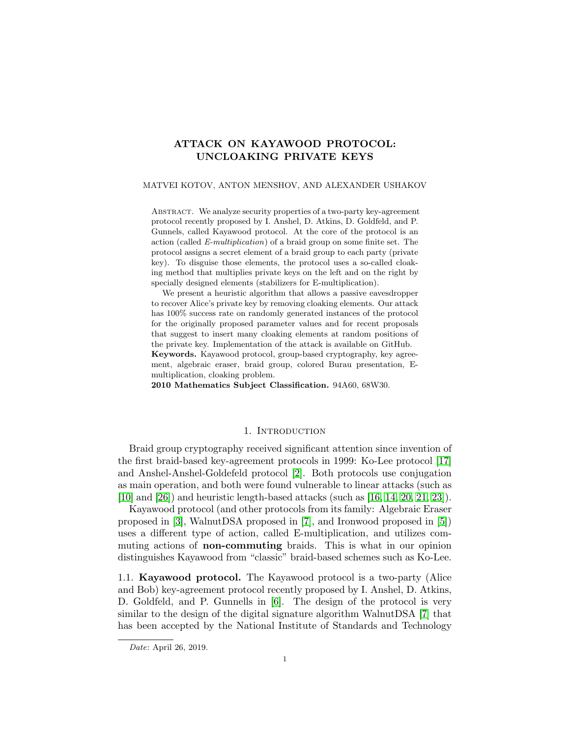# ATTACK ON KAYAWOOD PROTOCOL: UNCLOAKING PRIVATE KEYS

MATVEI KOTOV, ANTON MENSHOV, AND ALEXANDER USHAKOV

Abstract. We analyze security properties of a two-party key-agreement protocol recently proposed by I. Anshel, D. Atkins, D. Goldfeld, and P. Gunnels, called Kayawood protocol. At the core of the protocol is an action (called *E-multiplication*) of a braid group on some finite set. The protocol assigns a secret element of a braid group to each party (private key). To disguise those elements, the protocol uses a so-called cloaking method that multiplies private keys on the left and on the right by specially designed elements (stabilizers for E-multiplication).

We present a heuristic algorithm that allows a passive eavesdropper to recover Alice's private key by removing cloaking elements. Our attack has 100% success rate on randomly generated instances of the protocol for the originally proposed parameter values and for recent proposals that suggest to insert many cloaking elements at random positions of the private key. Implementation of the attack is available on GitHub.

**Keywords.** Kayawood protocol, group-based cryptography, key agreement, algebraic eraser, braid group, colored Burau presentation, E-multiplication, cloaking problem.

**2010 Mathematics Subject Classification.** 94A60, 68W30.

## 1. Introduction

Braid group cryptography received significant attention since invention of the first braid-based key-agreement protocols in 1999: Ko-Lee protocol [17] and Anshel-Anshel-Goldefeld protocol [2]. Both protocols use conjugation as main operation, and both were found vulnerable to linear attacks (such as [10] and [26]) and heuristic length-based attacks (such as [16, 14, 20, 21, 23]).

Kayawood protocol (and other protocols from its family: Algebraic Eraser proposed in [3], WalnutDSA proposed in [7], and Ironwood proposed in [5]) uses a different type of action, called E-multiplication, and utilizes commuting actions of **non-commuting** braids. This is what in our opinion distinguishes Kayawood from "classic" braid-based schemes such as Ko-Lee.

### 1.1. Kayawood protocol.

The Kayawood protocol is a two-party (Alice and Bob) key-agreement protocol recently proposed by I. Anshel, D. Atkins, D. Goldfeld, and P. Gunnells in [6]. The design of the protocol is very similar to the design of the digital signature algorithm WalnutDSA [7] that has been accepted by the National Institute of Standards and Technology

*Date*: April 26, 2019.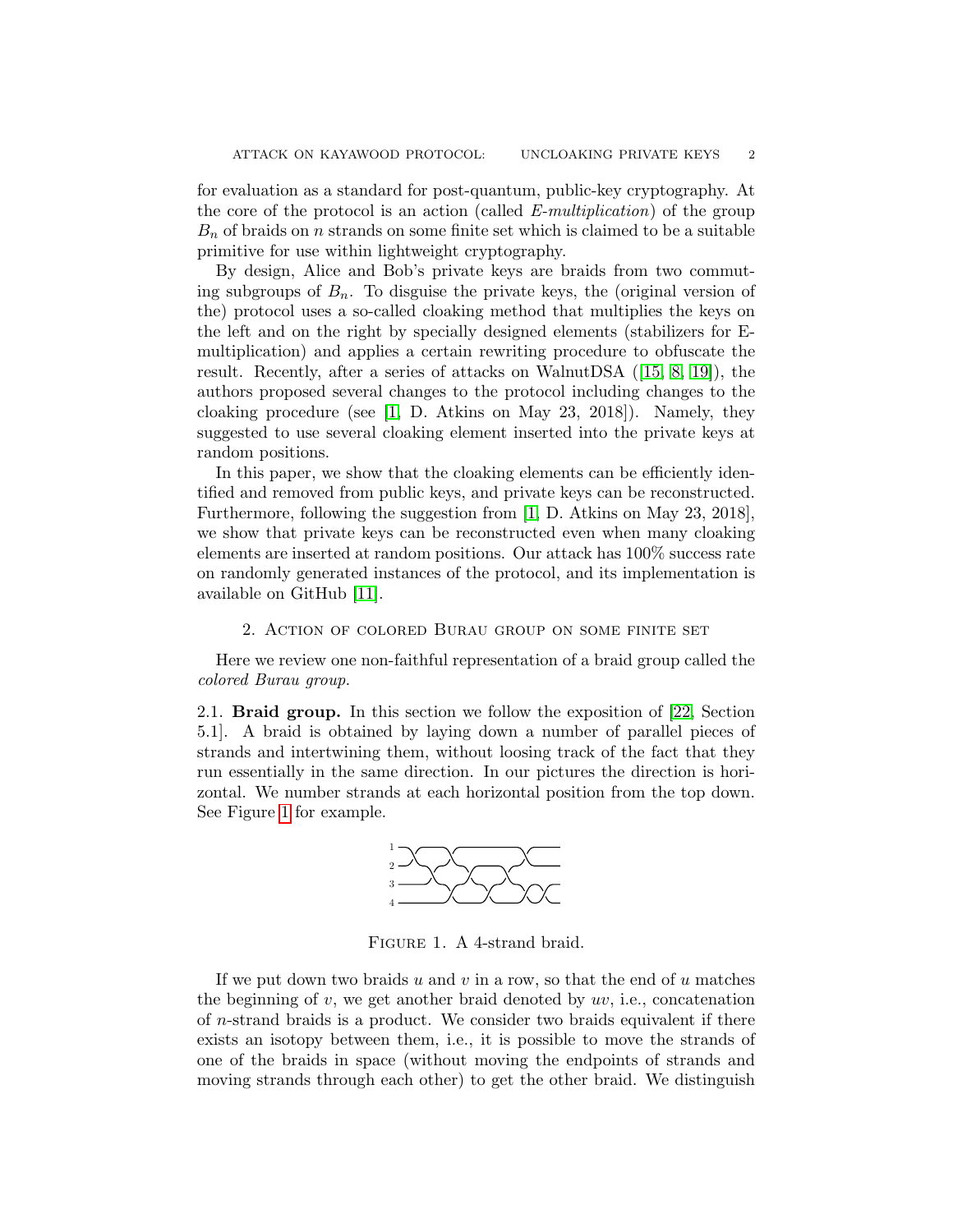for evaluation as a standard for post-quantum, public-key cryptography. At the core of the protocol is an action (called *E-multiplication*) of the group $B_n$ of braids on $n$ strands on some finite set which is claimed to be a suitable primitive for use within lightweight cryptography.

By design, Alice and Bob's private keys are braids from two commuting subgroups of $B_n$. To disguise the private keys, the (original version of the) protocol uses a so-called cloaking method that multiplies the keys on the left and on the right by specially designed elements (stabilizers for E-multiplication) and applies a certain rewriting procedure to obfuscate the result. Recently, after a series of attacks on WalnutDSA ([15, 8, 19]), the authors proposed several changes to the protocol including changes to the cloaking procedure (see [1, D. Atkins on May 23, 2018]). Namely, they suggested to use several cloaking element inserted into the private keys at random positions.

In this paper, we show that the cloaking elements can be efficiently identified and removed from public keys, and private keys can be reconstructed. Furthermore, following the suggestion from [1, D. Atkins on May 23, 2018], we show that private keys can be reconstructed even when many cloaking elements are inserted at random positions. Our attack has 100% success rate on randomly generated instances of the protocol, and its implementation is available on GitHub [11].

## 2. Action of colored Burau group on some finite set

Here we review one non-faithful representation of a braid group called the *colored Burau group*.

2.1. **Braid group.** In this section we follow the exposition of [22, Section 5.1]. A braid is obtained by laying down a number of parallel pieces of strands and intertwining them, without loosing track of the fact that they run essentially in the same direction. In our pictures the direction is horizontal. We number strands at each horizontal position from the top down. See Figure 1 for example.

Figure 1. A 4-strand braid.

If we put down two braids $u$ and $v$ in a row, so that the end of $u$ matches the beginning of $v$, we get another braid denoted by $uv$, i.e., concatenation of $n$-strand braids is a product. We consider two braids equivalent if there exists an isotopy between them, i.e., it is possible to move the strands of one of the braids in space (without moving the endpoints of strands and moving strands through each other) to get the other braid. We distinguish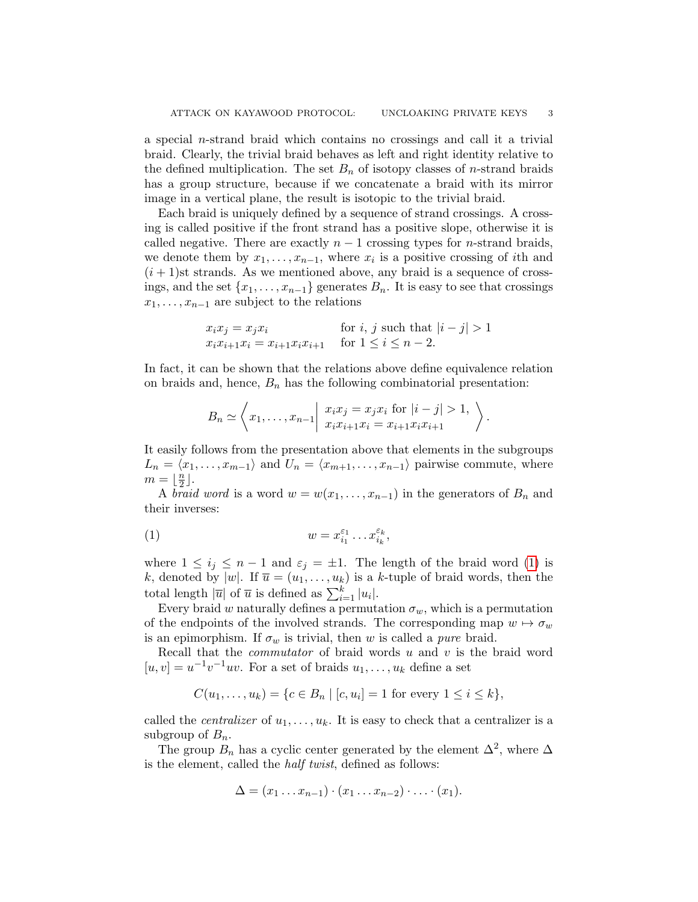a special $n$-strand braid which contains no crossings and call it a trivial braid. Clearly, the trivial braid behaves as left and right identity relative to the defined multiplication. The set $B_n$ of isotopy classes of $n$-strand braids has a group structure, because if we concatenate a braid with its mirror image in a vertical plane, the result is isotopic to the trivial braid.

Each braid is uniquely defined by a sequence of strand crossings. A crossing is called positive if the front strand has a positive slope, otherwise it is called negative. There are exactly $n-1$ crossing types for $n$-strand braids, we denote them by $x_1, \ldots, x_{n-1}$, where $x_i$ is a positive crossing of $i$th and $(i+1)$st strands. As we mentioned above, any braid is a sequence of crossings, and the set $\{x_1, \ldots, x_{n-1}\}$ generates $B_n$. It is easy to see that crossings $x_1, \ldots, x_{n-1}$ are subject to the relations

$$
\begin{array}{ll}
x_i x_j = x_j x_i & \text{for } i,\, j \text{ such that } |i-j|>1 \\
x_i x_{i+1} x_i = x_{i+1} x_i x_{i+1} & \text{for } 1 \le i \le n-2.
\end{array}
$$

In fact, it can be shown that the relations above define equivalence relation on braids and, hence, $B_n$ has the following combinatorial presentation:

$$
B_n \simeq \left\langle x_1, \ldots, x_{n-1} \,\middle|\, \begin{array}{l} x_i x_j = x_j x_i \text{ for } |i-j|>1, \\ x_i x_{i+1} x_i = x_{i+1} x_i x_{i+1} \end{array} \right\rangle.
$$

It easily follows from the presentation above that elements in the subgroups $L_n = \langle x_1, \ldots, x_{m-1} \rangle$ and $U_n = \langle x_{m+1}, \ldots, x_{n-1} \rangle$ pairwise commute, where $m = \lfloor \frac{n}{2} \rfloor$.

A *braid word* is a word $w = w(x_1, \ldots, x_{n-1})$ in the generators of $B_n$ and their inverses:

$$
w = x_{i_1}^{\varepsilon_1} \ldots x_{i_k}^{\varepsilon_k}, \tag{1}
$$

where $1 \le i_j \le n-1$ and $\varepsilon_j = \pm 1$. The length of the braid word (1) is $k$, denoted by $|w|$. If $\overline{u} = (u_1, \ldots, u_k)$ is a $k$-tuple of braid words, then the total length $|\overline{u}|$ of $\overline{u}$ is defined as $\sum_{i=1}^{k} |u_i|$.

Every braid $w$ naturally defines a permutation $\sigma_w$, which is a permutation of the endpoints of the involved strands. The corresponding map $w \mapsto \sigma_w$ is an epimorphism. If $\sigma_w$ is trivial, then $w$ is called a *pure* braid.

Recall that the *commutator* of braid words $u$ and $v$ is the braid word $[u,v] = u^{-1}v^{-1}uv$. For a set of braids $u_1, \ldots, u_k$ define a set

$$
C(u_1, \ldots, u_k) = \{c \in B_n \mid [c, u_i] = 1 \text{ for every } 1 \le i \le k\},
$$

called the *centralizer* of $u_1, \ldots, u_k$. It is easy to check that a centralizer is a subgroup of $B_n$.

The group $B_n$ has a cyclic center generated by the element $\Delta^2$, where $\Delta$ is the element, called the *half twist*, defined as follows:

$$
\Delta = (x_1 \ldots x_{n-1}) \cdot (x_1 \ldots x_{n-2}) \cdot \ldots \cdot (x_1).
$$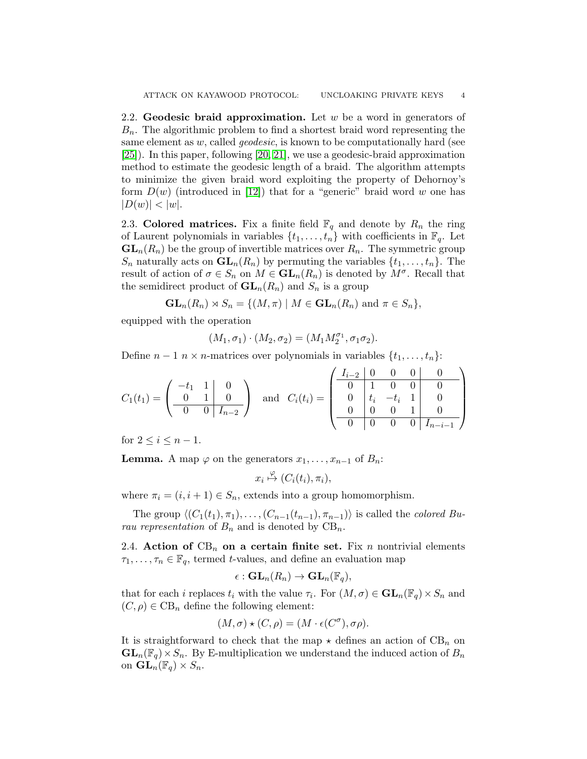**2.2. Geodesic braid approximation.** Let $w$ be a word in generators of $B_n$. The algorithmic problem to find a shortest braid word representing the same element as $w$, called *geodesic*, is known to be computationally hard (see [25]). In this paper, following [20, 21], we use a geodesic-braid approximation method to estimate the geodesic length of a braid. The algorithm attempts to minimize the given braid word exploiting the property of Dehornoy's form $D(w)$ (introduced in [12]) that for a "generic" braid word $w$ one has $|D(w)| < |w|$.

**2.3. Colored matrices.** Fix a finite field $\mathbb{F}_q$ and denote by $R_n$ the ring of Laurent polynomials in variables $\{t_1, \ldots, t_n\}$ with coefficients in $\mathbb{F}_q$. Let $\mathbf{GL}_n(R_n)$ be the group of invertible matrices over $R_n$. The symmetric group $S_n$ naturally acts on $\mathbf{GL}_n(R_n)$ by permuting the variables $\{t_1, \ldots, t_n\}$. The result of action of $\sigma \in S_n$ on $M \in \mathbf{GL}_n(R_n)$ is denoted by $M^\sigma$. Recall that the semidirect product of $\mathbf{GL}_n(R_n)$ and $S_n$ is a group

$$\mathbf{GL}_n(R_n) \rtimes S_n = \{(M, \pi) \mid M \in \mathbf{GL}_n(R_n) \text{ and } \pi \in S_n\},$$

equipped with the operation

$$(M_1, \sigma_1) \cdot (M_2, \sigma_2) = (M_1 M_2^{\sigma_1}, \sigma_1 \sigma_2).$$

Define $n-1$ $n \times n$-matrices over polynomials in variables $\{t_1, \ldots, t_n\}$:

$$C_1(t_1) = \left(\begin{array}{cc|c} -t_1 & 1 & 0 \\ 0 & 1 & 0 \\ \hline 0 & 0 & I_{n-2} \end{array}\right) \quad \text{and} \quad C_i(t_i) = \left(\begin{array}{c|ccc|c} I_{i-2} & 0 & 0 & 0 & 0 \\ \hline 0 & 1 & 0 & 0 & 0 \\ 0 & t_i & -t_i & 1 & 0 \\ 0 & 0 & 0 & 1 & 0 \\ \hline 0 & 0 & 0 & 0 & I_{n-i-1} \end{array}\right)$$

for $2 \leq i \leq n-1$.

**Lemma.** A map $\varphi$ on the generators $x_1, \ldots, x_{n-1}$ of $B_n$:

$$x_i \overset{\varphi}{\mapsto} (C_i(t_i), \pi_i),$$

where $\pi_i = (i, i+1) \in S_n$, extends into a group homomorphism.

The group $\langle (C_1(t_1), \pi_1), \ldots, (C_{n-1}(t_{n-1}), \pi_{n-1}) \rangle$ is called the *colored Burau representation* of $B_n$ and is denoted by $\mathrm{CB}_n$.

**2.4. Action of $\mathrm{CB}_n$ on a certain finite set.** Fix $n$ nontrivial elements $\tau_1, \ldots, \tau_n \in \mathbb{F}_q$, termed $t$-values, and define an evaluation map

$$\epsilon : \mathbf{GL}_n(R_n) \to \mathbf{GL}_n(\mathbb{F}_q),$$

that for each $i$ replaces $t_i$ with the value $\tau_i$. For $(M, \sigma) \in \mathbf{GL}_n(\mathbb{F}_q) \times S_n$ and $(C, \rho) \in \mathrm{CB}_n$ define the following element:

$$(M, \sigma) \star (C, \rho) = (M \cdot \epsilon(C^\sigma), \sigma\rho).$$

It is straightforward to check that the map $\star$ defines an action of $\mathrm{CB}_n$ on $\mathbf{GL}_n(\mathbb{F}_q) \times S_n$. By E-multiplication we understand the induced action of $B_n$ on $\mathbf{GL}_n(\mathbb{F}_q) \times S_n$.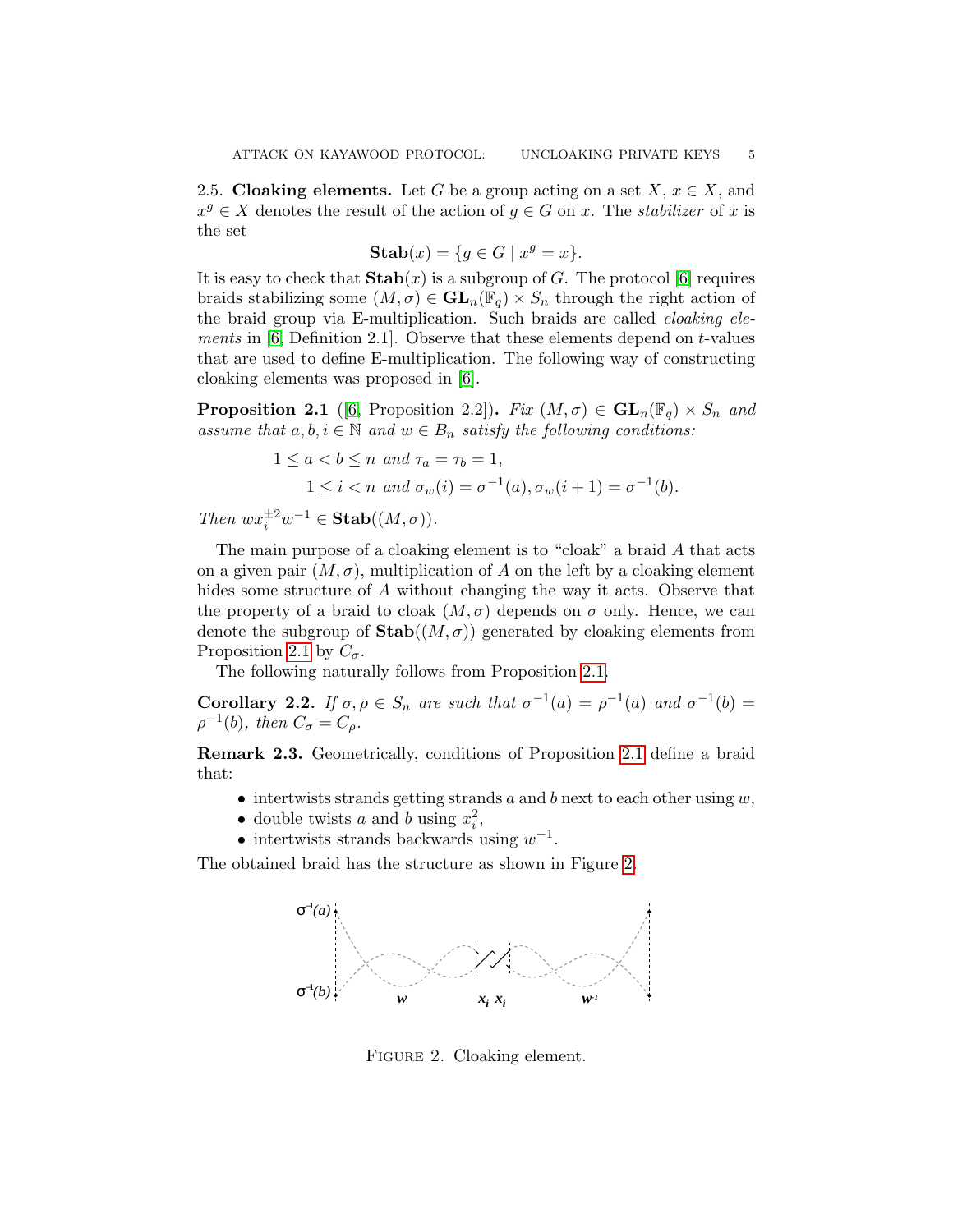**2.5. Cloaking elements.** Let $G$ be a group acting on a set $X$, $x \in X$, and $x^g \in X$ denotes the result of the action of $g \in G$ on $x$. The *stabilizer* of $x$ is the set

$$\mathbf{Stab}(x) = \{g \in G \mid x^g = x\}.$$

It is easy to check that $\mathbf{Stab}(x)$ is a subgroup of $G$. The protocol [6] requires braids stabilizing some $(M, \sigma) \in \mathbf{GL}_n(\mathbb{F}_q) \times S_n$ through the right action of the braid group via E-multiplication. Such braids are called *cloaking elements* in [6, Definition 2.1]. Observe that these elements depend on $t$-values that are used to define E-multiplication. The following way of constructing cloaking elements was proposed in [6].

**Proposition 2.1** ([6, Proposition 2.2])**.** *Fix $(M, \sigma) \in \mathbf{GL}_n(\mathbb{F}_q) \times S_n$ and assume that $a, b, i \in \mathbb{N}$ and $w \in B_n$ satisfy the following conditions:*

$$1 \le a < b \le n \text{ and } \tau_a = \tau_b = 1,$$
$$1 \le i < n \text{ and } \sigma_w(i) = \sigma^{-1}(a), \sigma_w(i+1) = \sigma^{-1}(b).$$

*Then $w x_i^{\pm 2} w^{-1} \in \mathbf{Stab}((M, \sigma))$.*

The main purpose of a cloaking element is to "cloak" a braid $A$ that acts on a given pair $(M, \sigma)$, multiplication of $A$ on the left by a cloaking element hides some structure of $A$ without changing the way it acts. Observe that the property of a braid to cloak $(M, \sigma)$ depends on $\sigma$ only. Hence, we can denote the subgroup of $\mathbf{Stab}((M, \sigma))$ generated by cloaking elements from Proposition 2.1 by $C_\sigma$.

The following naturally follows from Proposition 2.1.

**Corollary 2.2.** *If $\sigma, \rho \in S_n$ are such that $\sigma^{-1}(a) = \rho^{-1}(a)$ and $\sigma^{-1}(b) = \rho^{-1}(b)$, then $C_\sigma = C_\rho$.*

**Remark 2.3.** Geometrically, conditions of Proposition 2.1 define a braid that:

- intertwists strands getting strands $a$ and $b$ next to each other using $w$,
- double twists $a$ and $b$ using $x_i^2$,
- intertwists strands backwards using $w^{-1}$.

The obtained braid has the structure as shown in Figure 2.

$\sigma^{-1}(a)$ $\sigma^{-1}(b)$ $w$ $x_i$ $x_i$ $w^{-1}$

Figure 2. Cloaking element.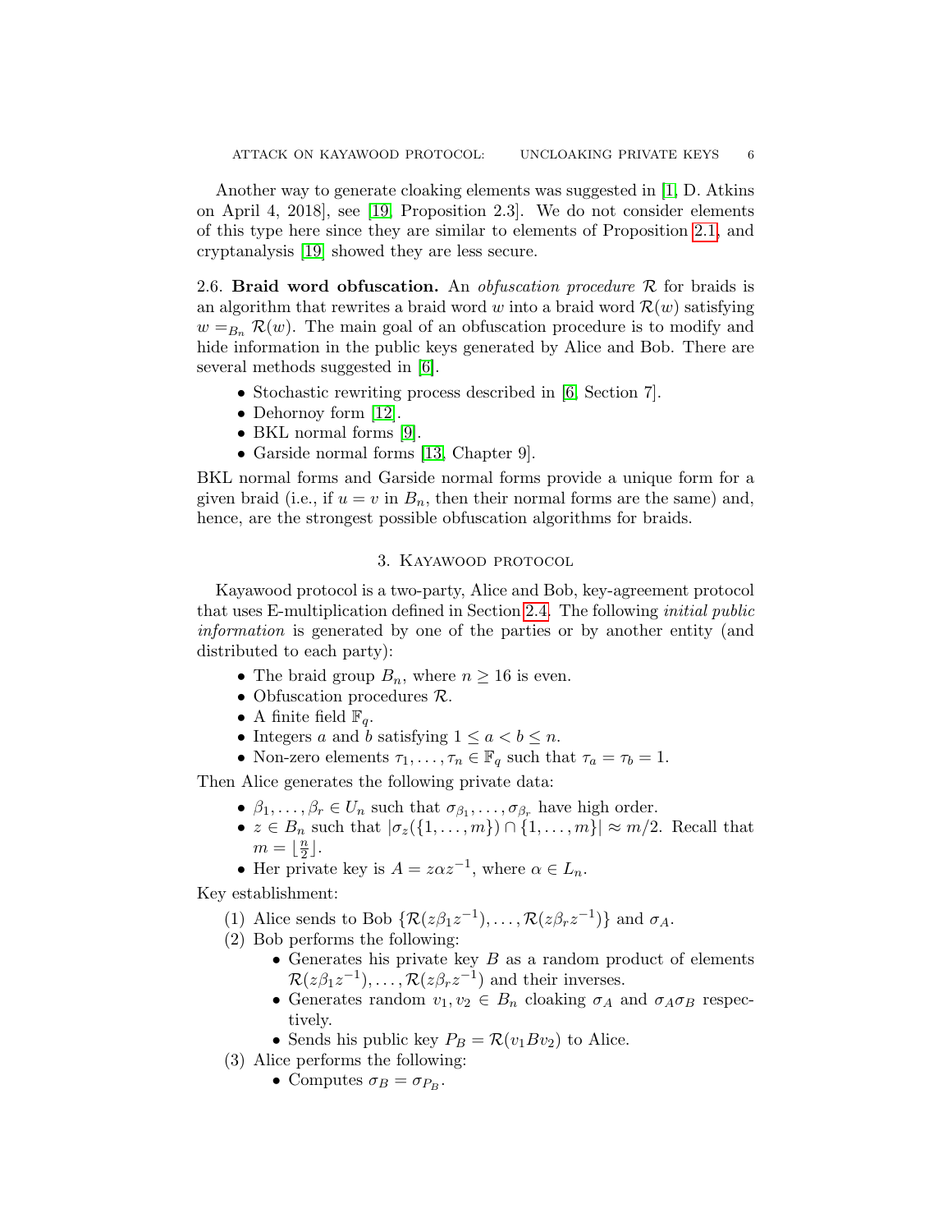Another way to generate cloaking elements was suggested in [1, D. Atkins on April 4, 2018], see [19, Proposition 2.3]. We do not consider elements of this type here since they are similar to elements of Proposition 2.1, and cryptanalysis [19] showed they are less secure.

**2.6. Braid word obfuscation.** An *obfuscation procedure* $\mathcal{R}$ for braids is an algorithm that rewrites a braid word $w$ into a braid word $\mathcal{R}(w)$ satisfying $w =_{B_n} \mathcal{R}(w)$. The main goal of an obfuscation procedure is to modify and hide information in the public keys generated by Alice and Bob. There are several methods suggested in [6].

- Stochastic rewriting process described in [6, Section 7].
- Dehornoy form [12].
- BKL normal forms [9].
- Garside normal forms [13, Chapter 9].

BKL normal forms and Garside normal forms provide a unique form for a given braid (i.e., if $u = v$ in $B_n$, then their normal forms are the same) and, hence, are the strongest possible obfuscation algorithms for braids.

## 3. Kayawood protocol

Kayawood protocol is a two-party, Alice and Bob, key-agreement protocol that uses E-multiplication defined in Section 2.4. The following *initial public information* is generated by one of the parties or by another entity (and distributed to each party):

- The braid group $B_n$, where $n \geq 16$ is even.
- Obfuscation procedures $\mathcal{R}$.
- A finite field $\mathbb{F}_q$.
- Integers $a$ and $b$ satisfying $1 \leq a < b \leq n$.
- Non-zero elements $\tau_1, \ldots, \tau_n \in \mathbb{F}_q$ such that $\tau_a = \tau_b = 1$.

Then Alice generates the following private data:

- $\beta_1, \ldots, \beta_r \in U_n$ such that $\sigma_{\beta_1}, \ldots, \sigma_{\beta_r}$ have high order.
- $z \in B_n$ such that $|\sigma_z(\{1, \ldots, m\}) \cap \{1, \ldots, m\}| \approx m/2$. Recall that $m = \lfloor \frac{n}{2} \rfloor$.
- Her private key is $A = z\alpha z^{-1}$, where $\alpha \in L_n$.

Key establishment:

(1) Alice sends to Bob $\{\mathcal{R}(z\beta_1 z^{-1}), \ldots, \mathcal{R}(z\beta_r z^{-1})\}$ and $\sigma_A$.
(2) Bob performs the following:
   - Generates his private key $B$ as a random product of elements $\mathcal{R}(z\beta_1 z^{-1}), \ldots, \mathcal{R}(z\beta_r z^{-1})$ and their inverses.
   - Generates random $v_1, v_2 \in B_n$ cloaking $\sigma_A$ and $\sigma_A\sigma_B$ respectively.
   - Sends his public key $P_B = \mathcal{R}(v_1 B v_2)$ to Alice.
(3) Alice performs the following:
   - Computes $\sigma_B = \sigma_{P_B}$.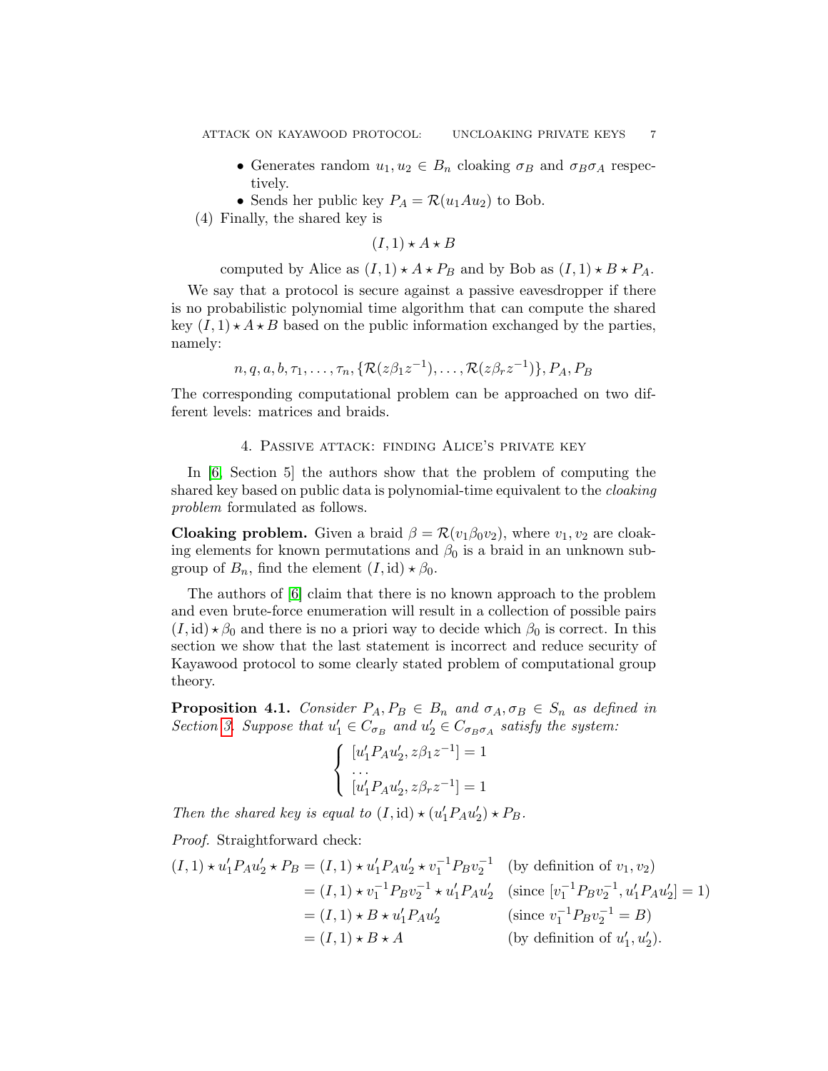- Generates random $u_1, u_2 \in B_n$ cloaking $\sigma_B$ and $\sigma_B\sigma_A$ respectively.
- Sends her public key $P_A = \mathcal{R}(u_1 A u_2)$ to Bob.

(4) Finally, the shared key is

$$(I, 1) \star A \star B$$

computed by Alice as $(I, 1) \star A \star P_B$ and by Bob as $(I, 1) \star B \star P_A$.

We say that a protocol is secure against a passive eavesdropper if there is no probabilistic polynomial time algorithm that can compute the shared key $(I, 1) \star A \star B$ based on the public information exchanged by the parties, namely:

$$n, q, a, b, \tau_1, \ldots, \tau_n, \{\mathcal{R}(z\beta_1 z^{-1}), \ldots, \mathcal{R}(z\beta_r z^{-1})\}, P_A, P_B$$

The corresponding computational problem can be approached on two different levels: matrices and braids.

## 4. Passive attack: finding Alice's private key

In [6, Section 5] the authors show that the problem of computing the shared key based on public data is polynomial-time equivalent to the *cloaking problem* formulated as follows.

**Cloaking problem.** Given a braid $\beta = \mathcal{R}(v_1 \beta_0 v_2)$, where $v_1, v_2$ are cloaking elements for known permutations and $\beta_0$ is a braid in an unknown subgroup of $B_n$, find the element $(I, \mathrm{id}) \star \beta_0$.

The authors of [6] claim that there is no known approach to the problem and even brute-force enumeration will result in a collection of possible pairs $(I, \mathrm{id}) \star \beta_0$ and there is no a priori way to decide which $\beta_0$ is correct. In this section we show that the last statement is incorrect and reduce security of Kayawood protocol to some clearly stated problem of computational group theory.

**Proposition 4.1.** *Consider $P_A, P_B \in B_n$ and $\sigma_A, \sigma_B \in S_n$ as defined in Section 3. Suppose that $u_1' \in C_{\sigma_B}$ and $u_2' \in C_{\sigma_B\sigma_A}$ satisfy the system:*

$$\begin{cases} [u_1' P_A u_2', z\beta_1 z^{-1}] = 1 \\ \ldots \\ [u_1' P_A u_2', z\beta_r z^{-1}] = 1 \end{cases}$$

*Then the shared key is equal to $(I, \mathrm{id}) \star (u_1' P_A u_2') \star P_B$.*

*Proof.* Straightforward check:

$$\begin{aligned}
(I, 1) \star u_1' P_A u_2' \star P_B &= (I, 1) \star u_1' P_A u_2' \star v_1^{-1} P_B v_2^{-1} && \text{(by definition of } v_1, v_2) \\
&= (I, 1) \star v_1^{-1} P_B v_2^{-1} \star u_1' P_A u_2' && \text{(since } [v_1^{-1} P_B v_2^{-1}, u_1' P_A u_2'] = 1) \\
&= (I, 1) \star B \star u_1' P_A u_2' && \text{(since } v_1^{-1} P_B v_2^{-1} = B) \\
&= (I, 1) \star B \star A && \text{(by definition of } u_1', u_2').
\end{aligned}$$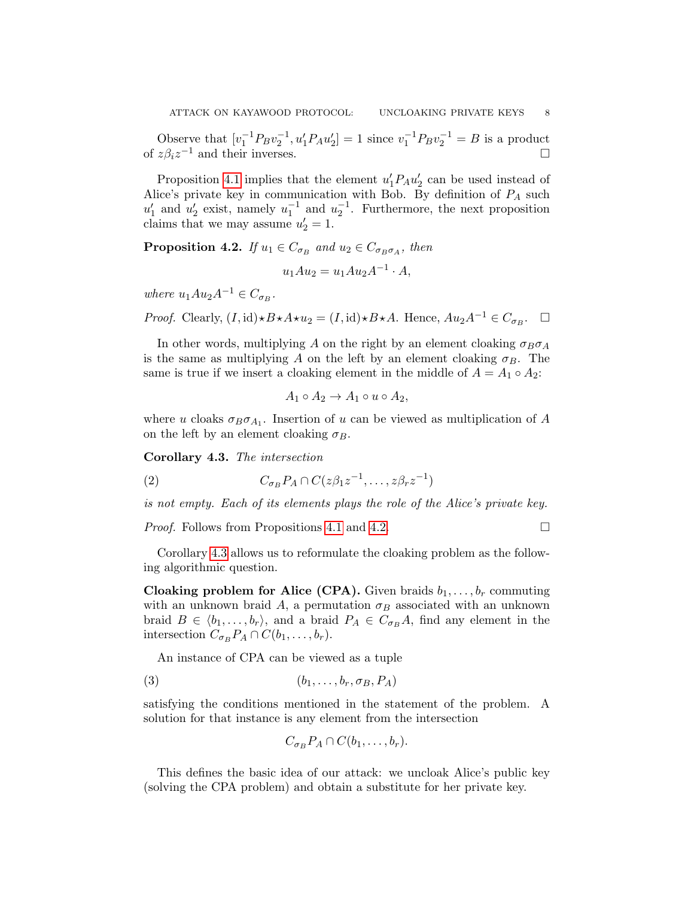Observe that $[v_1^{-1}P_Bv_2^{-1}, u_1'P_Au_2'] = 1$ since $v_1^{-1}P_Bv_2^{-1} = B$ is a product of $z\beta_iz^{-1}$ and their inverses. $\square$

Proposition 4.1 implies that the element $u_1'P_Au_2'$ can be used instead of Alice's private key in communication with Bob. By definition of $P_A$ such $u_1'$ and $u_2'$ exist, namely $u_1^{-1}$ and $u_2^{-1}$. Furthermore, the next proposition claims that we may assume $u_2' = 1$.

**Proposition 4.2.** *If $u_1 \in C_{\sigma_B}$ and $u_2 \in C_{\sigma_B\sigma_A}$, then*

$$u_1Au_2 = u_1Au_2A^{-1} \cdot A,$$

*where $u_1Au_2A^{-1} \in C_{\sigma_B}$.*

*Proof.* Clearly, $(I, \mathrm{id}) \star B \star A \star u_2 = (I, \mathrm{id}) \star B \star A$. Hence, $Au_2A^{-1} \in C_{\sigma_B}$. $\square$

In other words, multiplying $A$ on the right by an element cloaking $\sigma_B\sigma_A$ is the same as multiplying $A$ on the left by an element cloaking $\sigma_B$. The same is true if we insert a cloaking element in the middle of $A = A_1 \circ A_2$:

$$A_1 \circ A_2 \to A_1 \circ u \circ A_2,$$

where $u$ cloaks $\sigma_B\sigma_{A_1}$. Insertion of $u$ can be viewed as multiplication of $A$ on the left by an element cloaking $\sigma_B$.

**Corollary 4.3.** *The intersection*

$$C_{\sigma_B}P_A \cap C(z\beta_1z^{-1}, \ldots, z\beta_rz^{-1}) \tag{2}$$

*is not empty. Each of its elements plays the role of the Alice's private key.*

*Proof.* Follows from Propositions 4.1 and 4.2. $\square$

Corollary 4.3 allows us to reformulate the cloaking problem as the following algorithmic question.

**Cloaking problem for Alice (CPA).** Given braids $b_1, \ldots, b_r$ commuting with an unknown braid $A$, a permutation $\sigma_B$ associated with an unknown braid $B \in \langle b_1, \ldots, b_r\rangle$, and a braid $P_A \in C_{\sigma_B}A$, find any element in the intersection $C_{\sigma_B}P_A \cap C(b_1, \ldots, b_r)$.

An instance of CPA can be viewed as a tuple

$$(b_1, \ldots, b_r, \sigma_B, P_A) \tag{3}$$

satisfying the conditions mentioned in the statement of the problem. A solution for that instance is any element from the intersection

$$C_{\sigma_B}P_A \cap C(b_1, \ldots, b_r).$$

This defines the basic idea of our attack: we uncloak Alice's public key (solving the CPA problem) and obtain a substitute for her private key.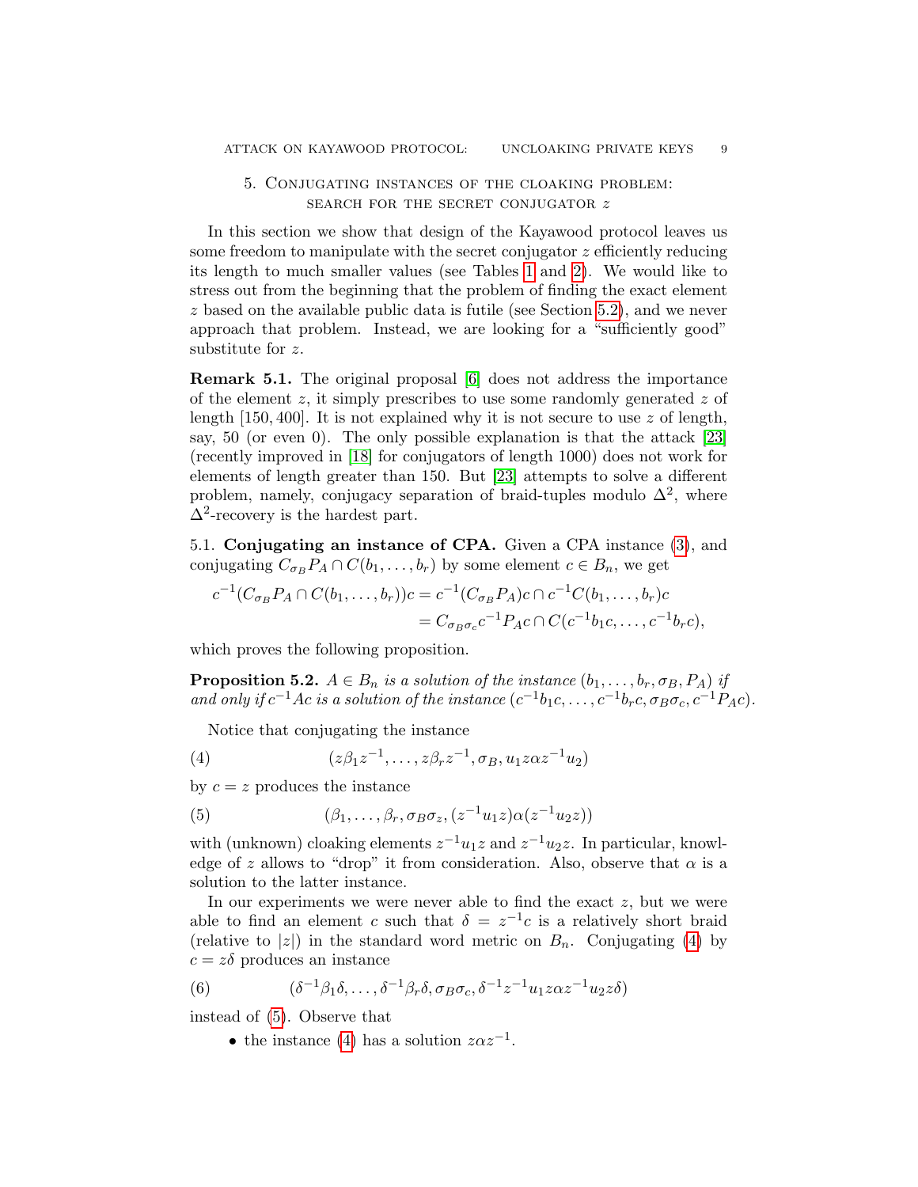## 5. Conjugating instances of the cloaking problem: search for the secret conjugator $z$

In this section we show that design of the Kayawood protocol leaves us some freedom to manipulate with the secret conjugator $z$ efficiently reducing its length to much smaller values (see Tables 1 and 2). We would like to stress out from the beginning that the problem of finding the exact element $z$ based on the available public data is futile (see Section 5.2), and we never approach that problem. Instead, we are looking for a "sufficiently good" substitute for $z$.

**Remark 5.1.** The original proposal [6] does not address the importance of the element $z$, it simply prescribes to use some randomly generated $z$ of length $[150, 400]$. It is not explained why it is not secure to use $z$ of length, say, 50 (or even 0). The only possible explanation is that the attack [23] (recently improved in [18] for conjugators of length 1000) does not work for elements of length greater than 150. But [23] attempts to solve a different problem, namely, conjugacy separation of braid-tuples modulo $\Delta^2$, where $\Delta^2$-recovery is the hardest part.

5.1. **Conjugating an instance of CPA.** Given a CPA instance (3), and conjugating $C_{\sigma_B} P_A \cap C(b_1, \ldots, b_r)$ by some element $c \in B_n$, we get

$$
\begin{aligned}
c^{-1}(C_{\sigma_B} P_A \cap C(b_1, \ldots, b_r))c &= c^{-1}(C_{\sigma_B} P_A)c \cap c^{-1}C(b_1, \ldots, b_r)c \\
&= C_{\sigma_B \sigma_c} c^{-1} P_A c \cap C(c^{-1}b_1 c, \ldots, c^{-1}b_r c),
\end{aligned}
$$

which proves the following proposition.

**Proposition 5.2.** *$A \in B_n$ is a solution of the instance $(b_1, \ldots, b_r, \sigma_B, P_A)$ if and only if $c^{-1}Ac$ is a solution of the instance $(c^{-1}b_1 c, \ldots, c^{-1}b_r c, \sigma_B \sigma_c, c^{-1}P_A c)$.*

Notice that conjugating the instance

$$
(4) \qquad (z\beta_1 z^{-1}, \ldots, z\beta_r z^{-1}, \sigma_B, u_1 z \alpha z^{-1} u_2)
$$

by $c = z$ produces the instance

$$
(5) \qquad (\beta_1, \ldots, \beta_r, \sigma_B \sigma_z, (z^{-1}u_1 z)\alpha(z^{-1}u_2 z))
$$

with (unknown) cloaking elements $z^{-1}u_1 z$ and $z^{-1}u_2 z$. In particular, knowledge of $z$ allows to "drop" it from consideration. Also, observe that $\alpha$ is a solution to the latter instance.

In our experiments we were never able to find the exact $z$, but we were able to find an element $c$ such that $\delta = z^{-1}c$ is a relatively short braid (relative to $|z|$) in the standard word metric on $B_n$. Conjugating (4) by $c = z\delta$ produces an instance

$$
(6) \qquad (\delta^{-1}\beta_1 \delta, \ldots, \delta^{-1}\beta_r \delta, \sigma_B \sigma_c, \delta^{-1} z^{-1} u_1 z \alpha z^{-1} u_2 z \delta)
$$

instead of (5). Observe that

- the instance (4) has a solution $z\alpha z^{-1}$.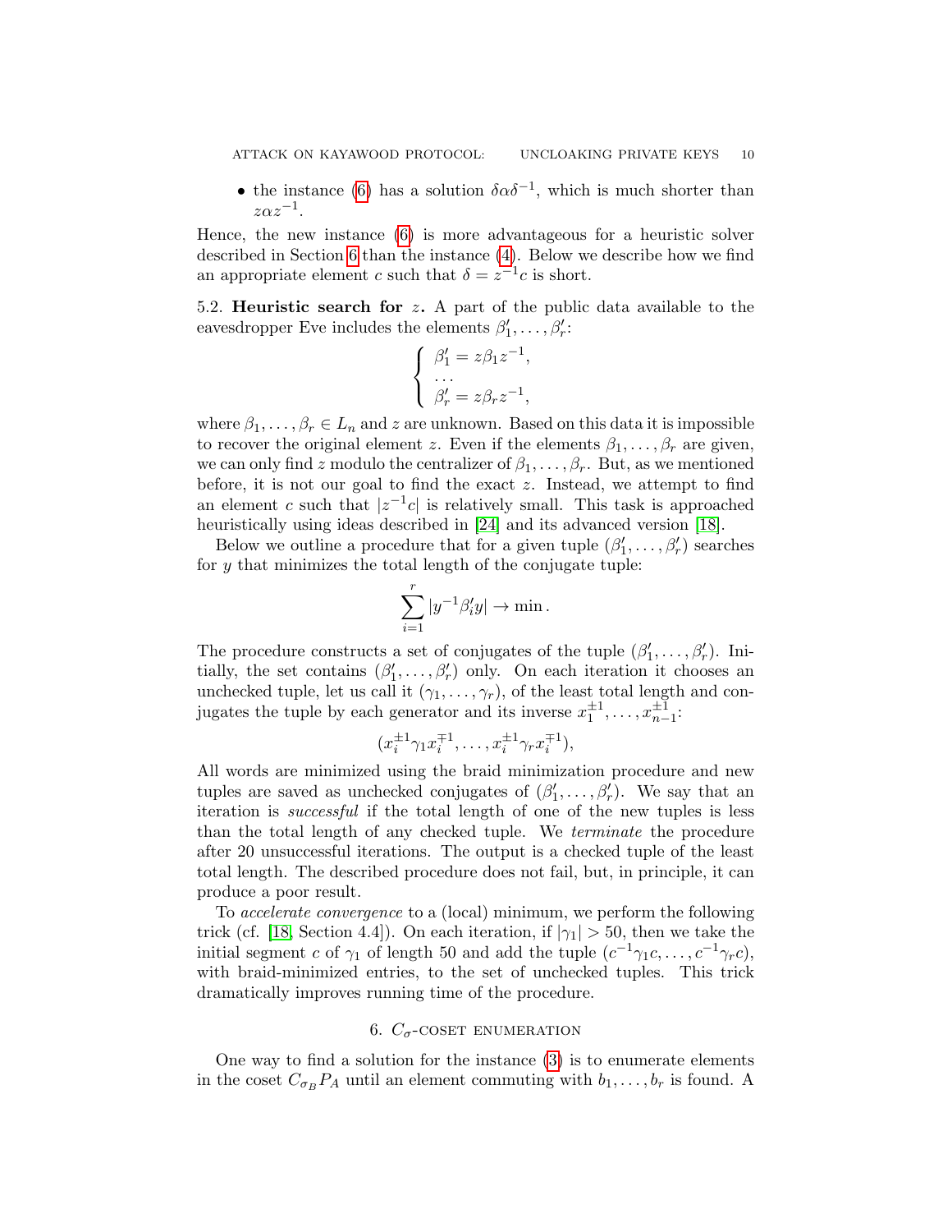- the instance (6) has a solution $\delta\alpha\delta^{-1}$, which is much shorter than $z\alpha z^{-1}$.

Hence, the new instance (6) is more advantageous for a heuristic solver described in Section 6 than the instance (4). Below we describe how we find an appropriate element $c$ such that $\delta = z^{-1}c$ is short.

5.2. **Heuristic search for $z$.** A part of the public data available to the eavesdropper Eve includes the elements $\beta_1', \ldots, \beta_r'$:

$$\begin{cases} \beta_1' = z\beta_1 z^{-1}, \\ \ldots \\ \beta_r' = z\beta_r z^{-1}, \end{cases}$$

where $\beta_1, \ldots, \beta_r \in L_n$ and $z$ are unknown. Based on this data it is impossible to recover the original element $z$. Even if the elements $\beta_1, \ldots, \beta_r$ are given, we can only find $z$ modulo the centralizer of $\beta_1, \ldots, \beta_r$. But, as we mentioned before, it is not our goal to find the exact $z$. Instead, we attempt to find an element $c$ such that $|z^{-1}c|$ is relatively small. This task is approached heuristically using ideas described in [24] and its advanced version [18].

Below we outline a procedure that for a given tuple $(\beta_1', \ldots, \beta_r')$ searches for $y$ that minimizes the total length of the conjugate tuple:

$$\sum_{i=1}^{r} |y^{-1}\beta_i' y| \to \min.$$

The procedure constructs a set of conjugates of the tuple $(\beta_1', \ldots, \beta_r')$. Initially, the set contains $(\beta_1', \ldots, \beta_r')$ only. On each iteration it chooses an unchecked tuple, let us call it $(\gamma_1, \ldots, \gamma_r)$, of the least total length and conjugates the tuple by each generator and its inverse $x_1^{\pm 1}, \ldots, x_{n-1}^{\pm 1}$:

$$(x_i^{\pm 1}\gamma_1 x_i^{\mp 1}, \ldots, x_i^{\pm 1}\gamma_r x_i^{\mp 1}),$$

All words are minimized using the braid minimization procedure and new tuples are saved as unchecked conjugates of $(\beta_1', \ldots, \beta_r')$. We say that an iteration is *successful* if the total length of one of the new tuples is less than the total length of any checked tuple. We *terminate* the procedure after 20 unsuccessful iterations. The output is a checked tuple of the least total length. The described procedure does not fail, but, in principle, it can produce a poor result.

To *accelerate convergence* to a (local) minimum, we perform the following trick (cf. [18, Section 4.4]). On each iteration, if $|\gamma_1| > 50$, then we take the initial segment $c$ of $\gamma_1$ of length 50 and add the tuple $(c^{-1}\gamma_1 c, \ldots, c^{-1}\gamma_r c)$, with braid-minimized entries, to the set of unchecked tuples. This trick dramatically improves running time of the procedure.

## 6. $C_\sigma$-coset enumeration

One way to find a solution for the instance (3) is to enumerate elements in the coset $C_{\sigma_B} P_A$ until an element commuting with $b_1, \ldots, b_r$ is found. A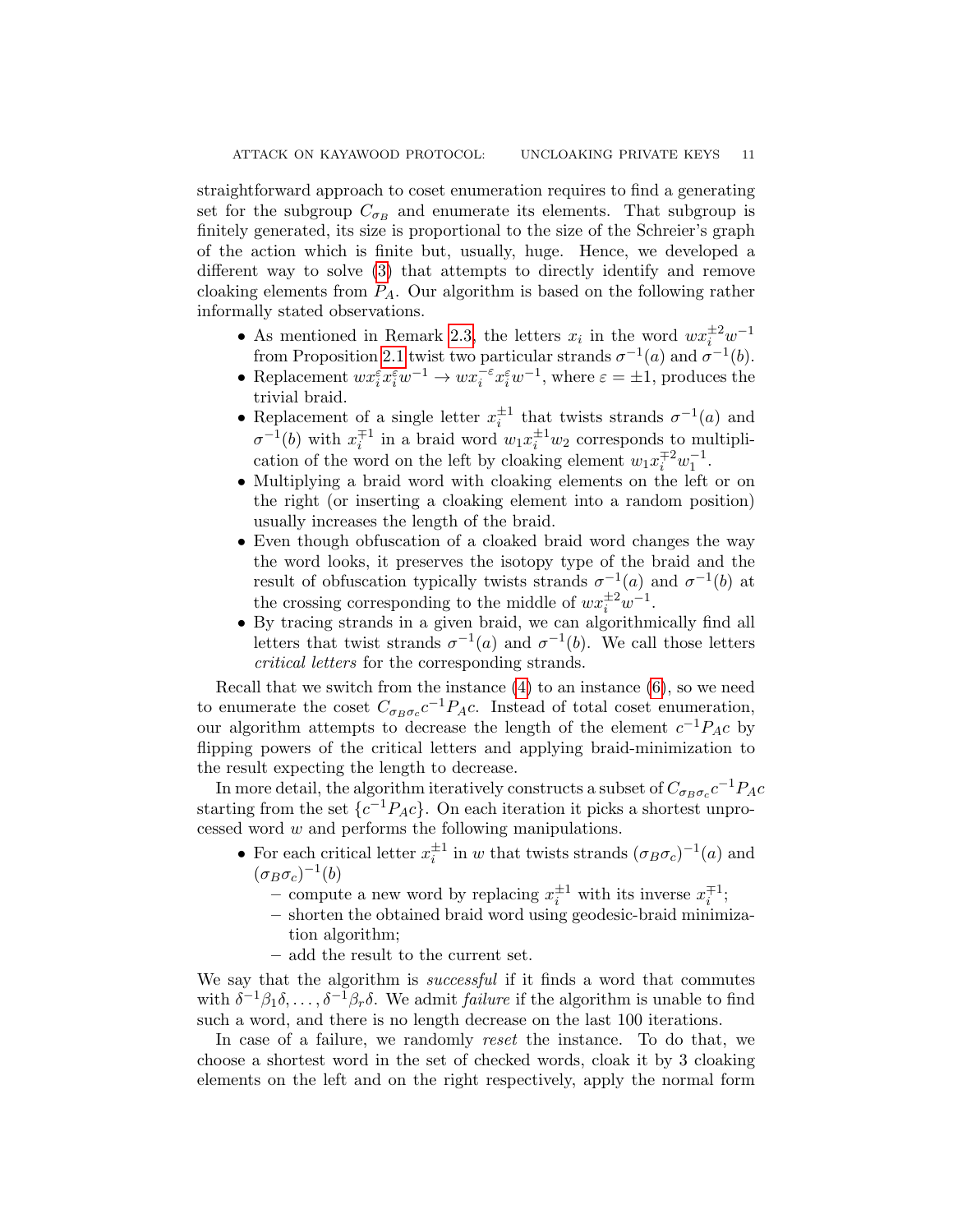straightforward approach to coset enumeration requires to find a generating set for the subgroup $C_{\sigma_B}$ and enumerate its elements. That subgroup is finitely generated, its size is proportional to the size of the Schreier's graph of the action which is finite but, usually, huge. Hence, we developed a different way to solve (3) that attempts to directly identify and remove cloaking elements from $P_A$. Our algorithm is based on the following rather informally stated observations.

- As mentioned in Remark 2.3, the letters $x_i$ in the word $wx_i^{\pm 2}w^{-1}$ from Proposition 2.1 twist two particular strands $\sigma^{-1}(a)$ and $\sigma^{-1}(b)$.
- Replacement $wx_i^{\varepsilon}x_i^{\varepsilon}w^{-1} \to wx_i^{-\varepsilon}x_i^{\varepsilon}w^{-1}$, where $\varepsilon = \pm 1$, produces the trivial braid.
- Replacement of a single letter $x_i^{\pm 1}$ that twists strands $\sigma^{-1}(a)$ and $\sigma^{-1}(b)$ with $x_i^{\mp 1}$ in a braid word $w_1x_i^{\pm 1}w_2$ corresponds to multiplication of the word on the left by cloaking element $w_1x_i^{\mp 2}w_1^{-1}$.
- Multiplying a braid word with cloaking elements on the left or on the right (or inserting a cloaking element into a random position) usually increases the length of the braid.
- Even though obfuscation of a cloaked braid word changes the way the word looks, it preserves the isotopy type of the braid and the result of obfuscation typically twists strands $\sigma^{-1}(a)$ and $\sigma^{-1}(b)$ at the crossing corresponding to the middle of $wx_i^{\pm 2}w^{-1}$.
- By tracing strands in a given braid, we can algorithmically find all letters that twist strands $\sigma^{-1}(a)$ and $\sigma^{-1}(b)$. We call those letters *critical letters* for the corresponding strands.

Recall that we switch from the instance (4) to an instance (6), so we need to enumerate the coset $C_{\sigma_B\sigma_c}c^{-1}P_Ac$. Instead of total coset enumeration, our algorithm attempts to decrease the length of the element $c^{-1}P_Ac$ by flipping powers of the critical letters and applying braid-minimization to the result expecting the length to decrease.

In more detail, the algorithm iteratively constructs a subset of $C_{\sigma_B\sigma_c}c^{-1}P_Ac$ starting from the set $\{c^{-1}P_Ac\}$. On each iteration it picks a shortest unprocessed word $w$ and performs the following manipulations.

- For each critical letter $x_i^{\pm 1}$ in $w$ that twists strands $(\sigma_B\sigma_c)^{-1}(a)$ and $(\sigma_B\sigma_c)^{-1}(b)$
  - compute a new word by replacing $x_i^{\pm 1}$ with its inverse $x_i^{\mp 1}$;
  - shorten the obtained braid word using geodesic-braid minimization algorithm;
  - add the result to the current set.

We say that the algorithm is *successful* if it finds a word that commutes with $\delta^{-1}\beta_1\delta, \ldots, \delta^{-1}\beta_r\delta$. We admit *failure* if the algorithm is unable to find such a word, and there is no length decrease on the last 100 iterations.

In case of a failure, we randomly *reset* the instance. To do that, we choose a shortest word in the set of checked words, cloak it by 3 cloaking elements on the left and on the right respectively, apply the normal form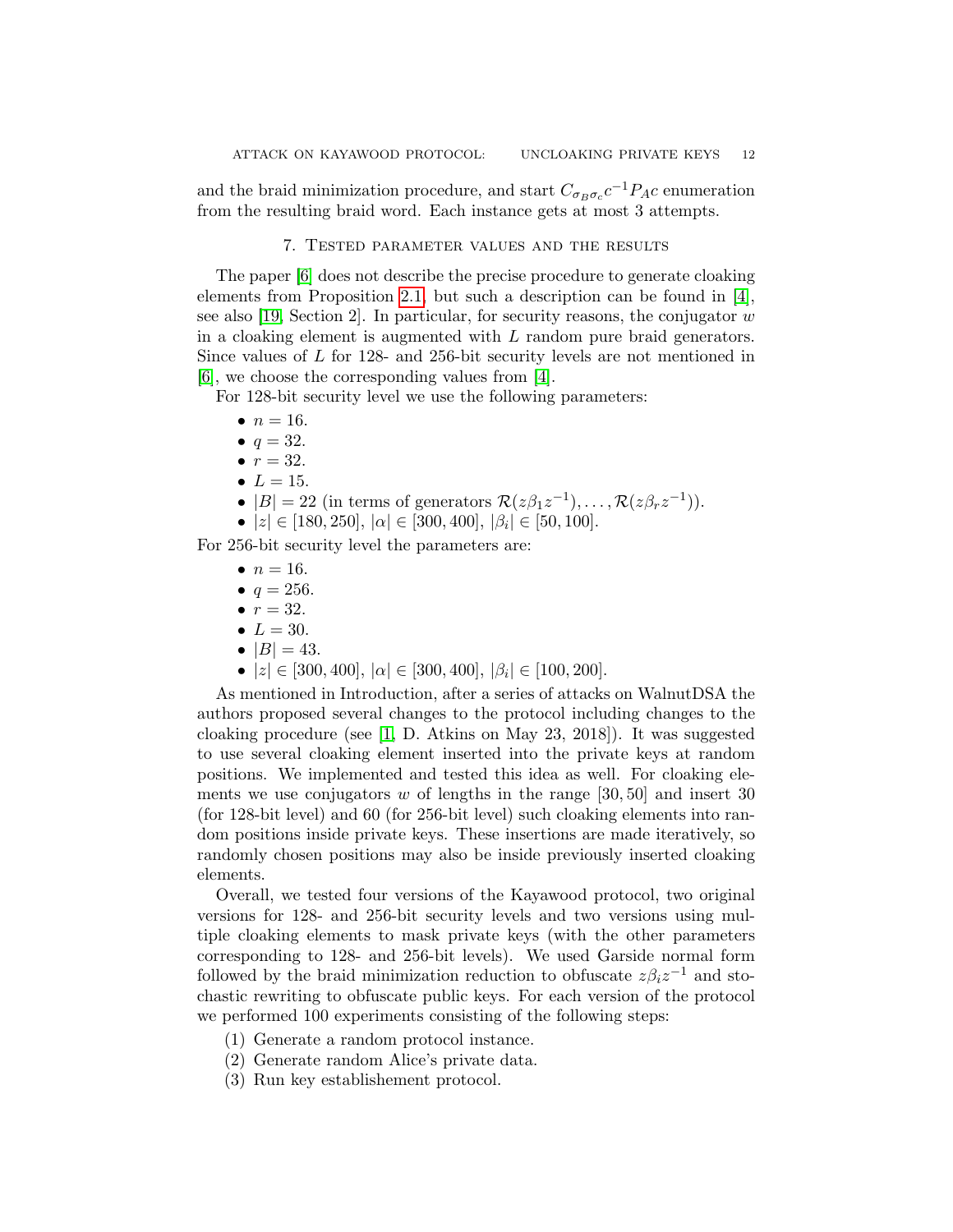and the braid minimization procedure, and start $C_{\sigma_B \sigma_c} c^{-1} P_A c$ enumeration from the resulting braid word. Each instance gets at most 3 attempts.

## 7. Tested parameter values and the results

The paper [6] does not describe the precise procedure to generate cloaking elements from Proposition 2.1, but such a description can be found in [4], see also [19, Section 2]. In particular, for security reasons, the conjugator $w$ in a cloaking element is augmented with $L$ random pure braid generators. Since values of $L$ for 128- and 256-bit security levels are not mentioned in [6], we choose the corresponding values from [4].

For 128-bit security level we use the following parameters:

- $n = 16$.
- $q = 32$.
- $r = 32$.
- $L = 15$.
- $|B| = 22$ (in terms of generators $\mathcal{R}(z\beta_1 z^{-1}), \ldots, \mathcal{R}(z\beta_r z^{-1})$).
- $|z| \in [180, 250]$, $|\alpha| \in [300, 400]$, $|\beta_i| \in [50, 100]$.

For 256-bit security level the parameters are:

- $n = 16$.
- $q = 256$.
- $r = 32$.
- $L = 30$.
- $|B| = 43$.
- $|z| \in [300, 400]$, $|\alpha| \in [300, 400]$, $|\beta_i| \in [100, 200]$.

As mentioned in Introduction, after a series of attacks on WalnutDSA the authors proposed several changes to the protocol including changes to the cloaking procedure (see [1, D. Atkins on May 23, 2018]). It was suggested to use several cloaking element inserted into the private keys at random positions. We implemented and tested this idea as well. For cloaking elements we use conjugators $w$ of lengths in the range $[30, 50]$ and insert 30 (for 128-bit level) and 60 (for 256-bit level) such cloaking elements into random positions inside private keys. These insertions are made iteratively, so randomly chosen positions may also be inside previously inserted cloaking elements.

Overall, we tested four versions of the Kayawood protocol, two original versions for 128- and 256-bit security levels and two versions using multiple cloaking elements to mask private keys (with the other parameters corresponding to 128- and 256-bit levels). We used Garside normal form followed by the braid minimization reduction to obfuscate $z\beta_i z^{-1}$ and stochastic rewriting to obfuscate public keys. For each version of the protocol we performed 100 experiments consisting of the following steps:

1. Generate a random protocol instance.
2. Generate random Alice's private data.
3. Run key establishement protocol.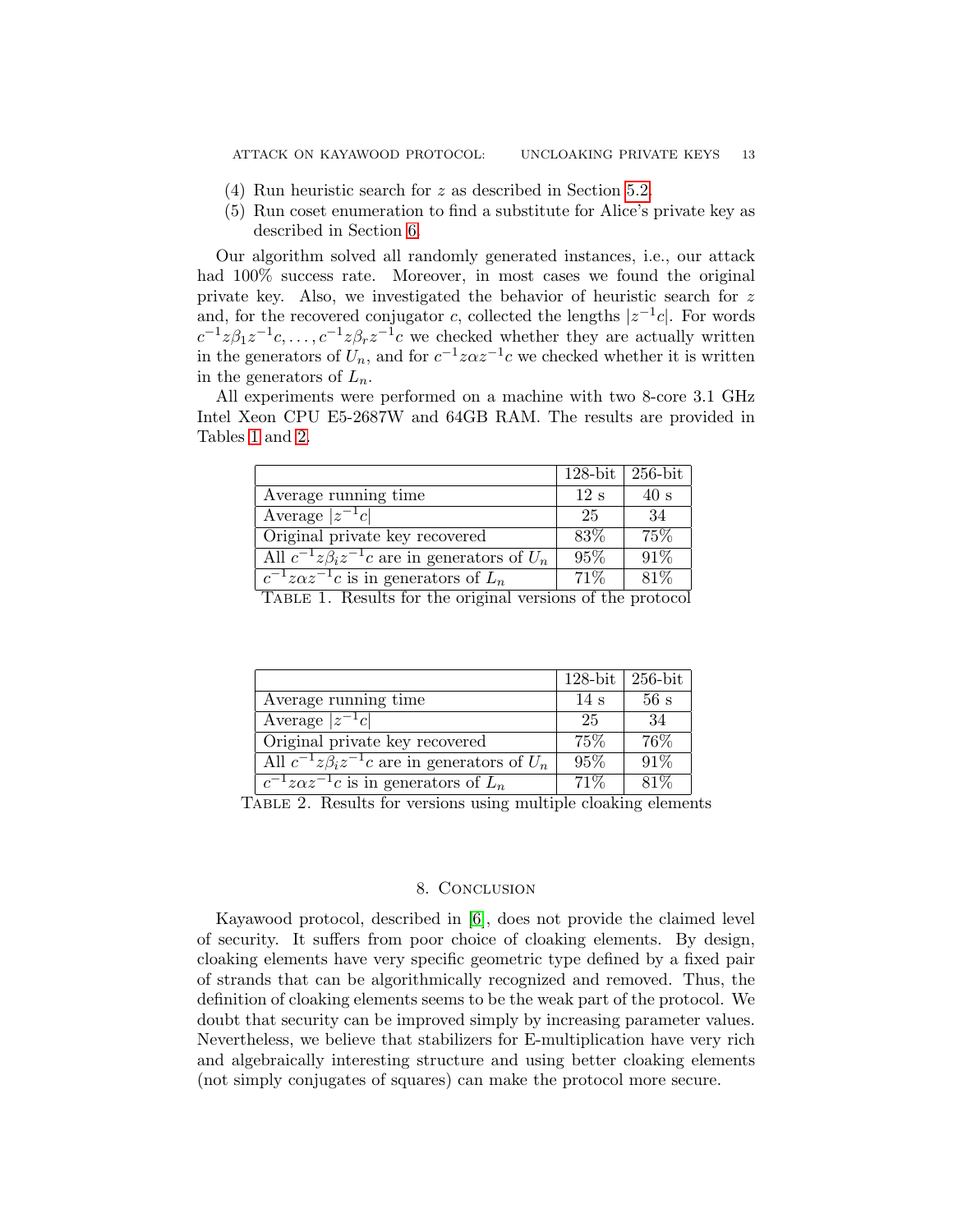(4) Run heuristic search for $z$ as described in Section 5.2.
(5) Run coset enumeration to find a substitute for Alice's private key as described in Section 6.

Our algorithm solved all randomly generated instances, i.e., our attack had 100% success rate. Moreover, in most cases we found the original private key. Also, we investigated the behavior of heuristic search for $z$ and, for the recovered conjugator $c$, collected the lengths $|z^{-1}c|$. For words $c^{-1}z\beta_1 z^{-1}c, \ldots, c^{-1}z\beta_r z^{-1}c$ we checked whether they are actually written in the generators of $U_n$, and for $c^{-1}z\alpha z^{-1}c$ we checked whether it is written in the generators of $L_n$.

All experiments were performed on a machine with two 8-core 3.1 GHz Intel Xeon CPU E5-2687W and 64GB RAM. The results are provided in Tables 1 and 2.

| | 128-bit | 256-bit |
|---|---|---|
| Average running time | 12 s | 40 s |
| Average $\lvert z^{-1}c \rvert$ | 25 | 34 |
| Original private key recovered | 83% | 75% |
| All $c^{-1}z\beta_i z^{-1}c$ are in generators of $U_n$ | 95% | 91% |
| $c^{-1}z\alpha z^{-1}c$ is in generators of $L_n$ | 71% | 81% |

Table 1. Results for the original versions of the protocol

| | 128-bit | 256-bit |
|---|---|---|
| Average running time | 14 s | 56 s |
| Average $\lvert z^{-1}c \rvert$ | 25 | 34 |
| Original private key recovered | 75% | 76% |
| All $c^{-1}z\beta_i z^{-1}c$ are in generators of $U_n$ | 95% | 91% |
| $c^{-1}z\alpha z^{-1}c$ is in generators of $L_n$ | 71% | 81% |

Table 2. Results for versions using multiple cloaking elements

## 8. Conclusion

Kayawood protocol, described in [6], does not provide the claimed level of security. It suffers from poor choice of cloaking elements. By design, cloaking elements have very specific geometric type defined by a fixed pair of strands that can be algorithmically recognized and removed. Thus, the definition of cloaking elements seems to be the weak part of the protocol. We doubt that security can be improved simply by increasing parameter values. Nevertheless, we believe that stabilizers for E-multiplication have very rich and algebraically interesting structure and using better cloaking elements (not simply conjugates of squares) can make the protocol more secure.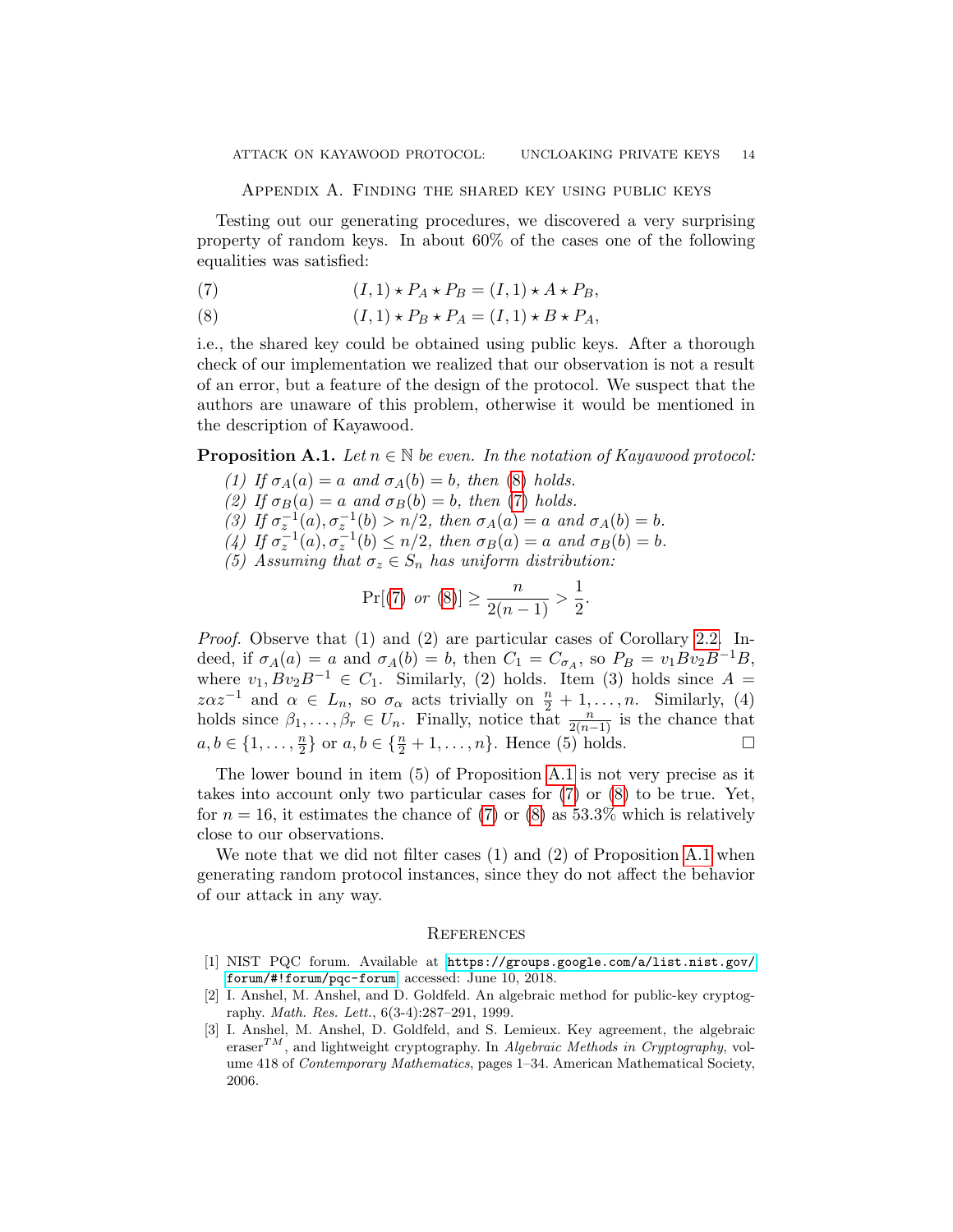## Appendix A. Finding the shared key using public keys

Testing out our generating procedures, we discovered a very surprising property of random keys. In about 60% of the cases one of the following equalities was satisfied:

$$(I, 1) \star P_A \star P_B = (I, 1) \star A \star P_B, \tag{7}$$

$$(I, 1) \star P_B \star P_A = (I, 1) \star B \star P_A, \tag{8}$$

i.e., the shared key could be obtained using public keys. After a thorough check of our implementation we realized that our observation is not a result of an error, but a feature of the design of the protocol. We suspect that the authors are unaware of this problem, otherwise it would be mentioned in the description of Kayawood.

**Proposition A.1.** *Let $n \in \mathbb{N}$ be even. In the notation of Kayawood protocol:*

1. *If $\sigma_A(a) = a$ and $\sigma_A(b) = b$, then (8) holds.*
2. *If $\sigma_B(a) = a$ and $\sigma_B(b) = b$, then (7) holds.*
3. *If $\sigma_z^{-1}(a), \sigma_z^{-1}(b) > n/2$, then $\sigma_A(a) = a$ and $\sigma_A(b) = b$.*
4. *If $\sigma_z^{-1}(a), \sigma_z^{-1}(b) \le n/2$, then $\sigma_B(a) = a$ and $\sigma_B(b) = b$.*
5. *Assuming that $\sigma_z \in S_n$ has uniform distribution:*

$$\Pr[(7) \text{ or } (8)] \ge \frac{n}{2(n-1)} > \frac{1}{2}.$$

*Proof.* Observe that (1) and (2) are particular cases of Corollary 2.2. Indeed, if $\sigma_A(a) = a$ and $\sigma_A(b) = b$, then $C_1 = C_{\sigma_A}$, so $P_B = v_1 B v_2 B^{-1} B$, where $v_1, B v_2 B^{-1} \in C_1$. Similarly, (2) holds. Item (3) holds since $A = z\alpha z^{-1}$ and $\alpha \in L_n$, so $\sigma_\alpha$ acts trivially on $\frac{n}{2} + 1, \ldots, n$. Similarly, (4) holds since $\beta_1, \ldots, \beta_r \in U_n$. Finally, notice that $\frac{n}{2(n-1)}$ is the chance that $a, b \in \{1, \ldots, \frac{n}{2}\}$ or $a, b \in \{\frac{n}{2} + 1, \ldots, n\}$. Hence (5) holds. □

The lower bound in item (5) of Proposition A.1 is not very precise as it takes into account only two particular cases for (7) or (8) to be true. Yet, for $n = 16$, it estimates the chance of (7) or (8) as 53.3% which is relatively close to our observations.

We note that we did not filter cases (1) and (2) of Proposition A.1 when generating random protocol instances, since they do not affect the behavior of our attack in any way.

## References

[1] NIST PQC forum. Available at https://groups.google.com/a/list.nist.gov/forum/#!forum/pqc-forum accessed: June 10, 2018.

[2] I. Anshel, M. Anshel, and D. Goldfeld. An algebraic method for public-key cryptography. *Math. Res. Lett.*, 6(3-4):287–291, 1999.

[3] I. Anshel, M. Anshel, D. Goldfeld, and S. Lemieux. Key agreement, the algebraic eraser$^{TM}$, and lightweight cryptography. In *Algebraic Methods in Cryptography*, volume 418 of *Contemporary Mathematics*, pages 1–34. American Mathematical Society, 2006.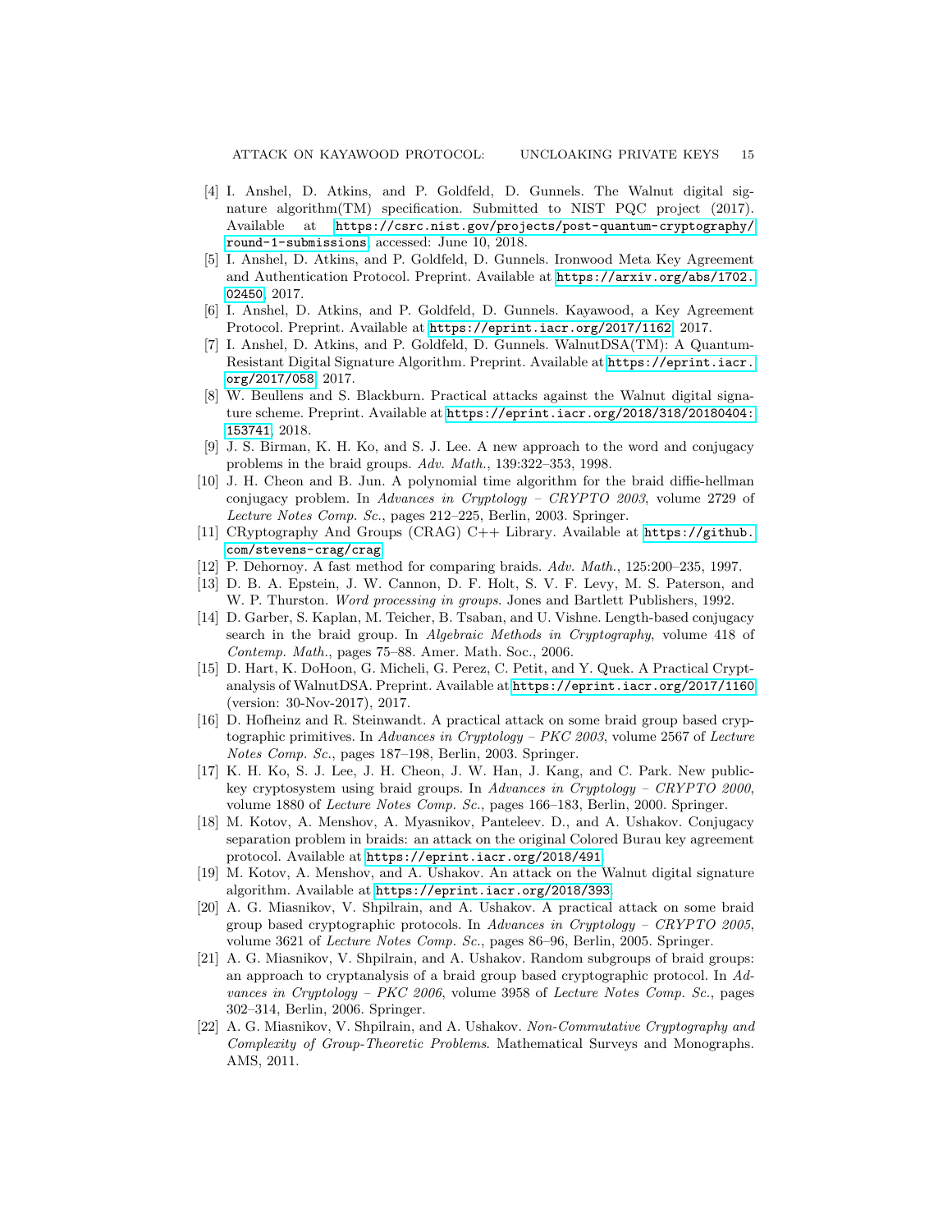[4] I. Anshel, D. Atkins, and P. Goldfeld, D. Gunnels. The Walnut digital signature algorithm(TM) specification. Submitted to NIST PQC project (2017). Available at https://csrc.nist.gov/projects/post-quantum-cryptography/round-1-submissions, accessed: June 10, 2018.

[5] I. Anshel, D. Atkins, and P. Goldfeld, D. Gunnels. Ironwood Meta Key Agreement and Authentication Protocol. Preprint. Available at https://arxiv.org/abs/1702.02450, 2017.

[6] I. Anshel, D. Atkins, and P. Goldfeld, D. Gunnels. Kayawood, a Key Agreement Protocol. Preprint. Available at https://eprint.iacr.org/2017/1162, 2017.

[7] I. Anshel, D. Atkins, and P. Goldfeld, D. Gunnels. WalnutDSA(TM): A Quantum-Resistant Digital Signature Algorithm. Preprint. Available at https://eprint.iacr.org/2017/058, 2017.

[8] W. Beullens and S. Blackburn. Practical attacks against the Walnut digital signature scheme. Preprint. Available at https://eprint.iacr.org/2018/318/20180404:153741, 2018.

[9] J. S. Birman, K. H. Ko, and S. J. Lee. A new approach to the word and conjugacy problems in the braid groups. *Adv. Math.*, 139:322–353, 1998.

[10] J. H. Cheon and B. Jun. A polynomial time algorithm for the braid diffie-hellman conjugacy problem. In *Advances in Cryptology – CRYPTO 2003*, volume 2729 of *Lecture Notes Comp. Sc.*, pages 212–225, Berlin, 2003. Springer.

[11] CRyptography And Groups (CRAG) C++ Library. Available at https://github.com/stevens-crag/crag.

[12] P. Dehornoy. A fast method for comparing braids. *Adv. Math.*, 125:200–235, 1997.

[13] D. B. A. Epstein, J. W. Cannon, D. F. Holt, S. V. F. Levy, M. S. Paterson, and W. P. Thurston. *Word processing in groups*. Jones and Bartlett Publishers, 1992.

[14] D. Garber, S. Kaplan, M. Teicher, B. Tsaban, and U. Vishne. Length-based conjugacy search in the braid group. In *Algebraic Methods in Cryptography*, volume 418 of *Contemp. Math.*, pages 75–88. Amer. Math. Soc., 2006.

[15] D. Hart, K. DoHoon, G. Micheli, G. Perez, C. Petit, and Y. Quek. A Practical Cryptanalysis of WalnutDSA. Preprint. Available at https://eprint.iacr.org/2017/1160 (version: 30-Nov-2017), 2017.

[16] D. Hofheinz and R. Steinwandt. A practical attack on some braid group based cryptographic primitives. In *Advances in Cryptology – PKC 2003*, volume 2567 of *Lecture Notes Comp. Sc.*, pages 187–198, Berlin, 2003. Springer.

[17] K. H. Ko, S. J. Lee, J. H. Cheon, J. W. Han, J. Kang, and C. Park. New public-key cryptosystem using braid groups. In *Advances in Cryptology – CRYPTO 2000*, volume 1880 of *Lecture Notes Comp. Sc.*, pages 166–183, Berlin, 2000. Springer.

[18] M. Kotov, A. Menshov, A. Myasnikov, Panteleev. D., and A. Ushakov. Conjugacy separation problem in braids: an attack on the original Colored Burau key agreement protocol. Available at https://eprint.iacr.org/2018/491.

[19] M. Kotov, A. Menshov, and A. Ushakov. An attack on the Walnut digital signature algorithm. Available at https://eprint.iacr.org/2018/393.

[20] A. G. Miasnikov, V. Shpilrain, and A. Ushakov. A practical attack on some braid group based cryptographic protocols. In *Advances in Cryptology – CRYPTO 2005*, volume 3621 of *Lecture Notes Comp. Sc.*, pages 86–96, Berlin, 2005. Springer.

[21] A. G. Miasnikov, V. Shpilrain, and A. Ushakov. Random subgroups of braid groups: an approach to cryptanalysis of a braid group based cryptographic protocol. In *Advances in Cryptology – PKC 2006*, volume 3958 of *Lecture Notes Comp. Sc.*, pages 302–314, Berlin, 2006. Springer.

[22] A. G. Miasnikov, V. Shpilrain, and A. Ushakov. *Non-Commutative Cryptography and Complexity of Group-Theoretic Problems*. Mathematical Surveys and Monographs. AMS, 2011.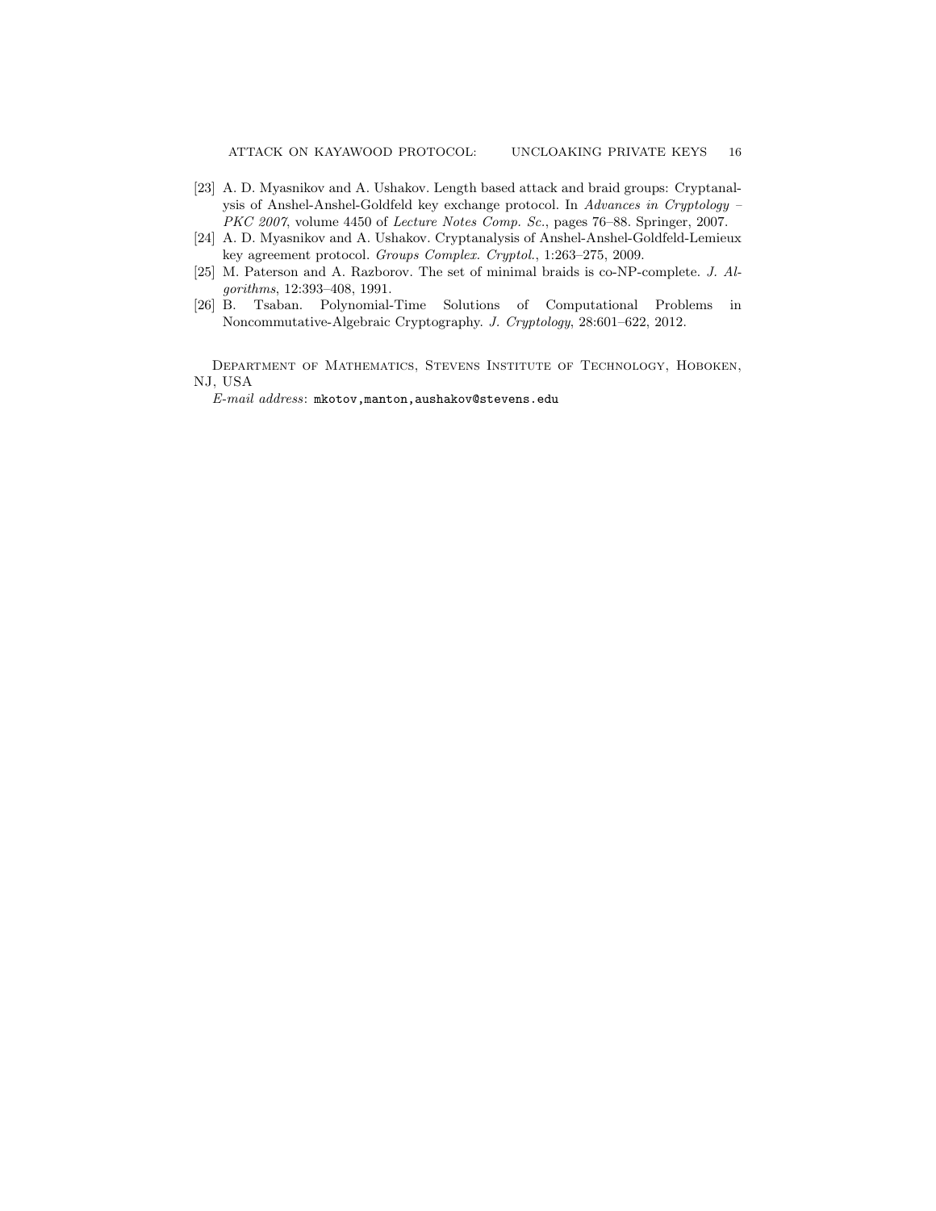[23] A. D. Myasnikov and A. Ushakov. Length based attack and braid groups: Cryptanalysis of Anshel-Anshel-Goldfeld key exchange protocol. In *Advances in Cryptology – PKC 2007*, volume 4450 of *Lecture Notes Comp. Sc.*, pages 76–88. Springer, 2007.

[24] A. D. Myasnikov and A. Ushakov. Cryptanalysis of Anshel-Anshel-Goldfeld-Lemieux key agreement protocol. *Groups Complex. Cryptol.*, 1:263–275, 2009.

[25] M. Paterson and A. Razborov. The set of minimal braids is co-NP-complete. *J. Algorithms*, 12:393–408, 1991.

[26] B. Tsaban. Polynomial-Time Solutions of Computational Problems in Noncommutative-Algebraic Cryptography. *J. Cryptology*, 28:601–622, 2012.

Department of Mathematics, Stevens Institute of Technology, Hoboken, NJ, USA

*E-mail address*: `mkotov,manton,aushakov@stevens.edu`